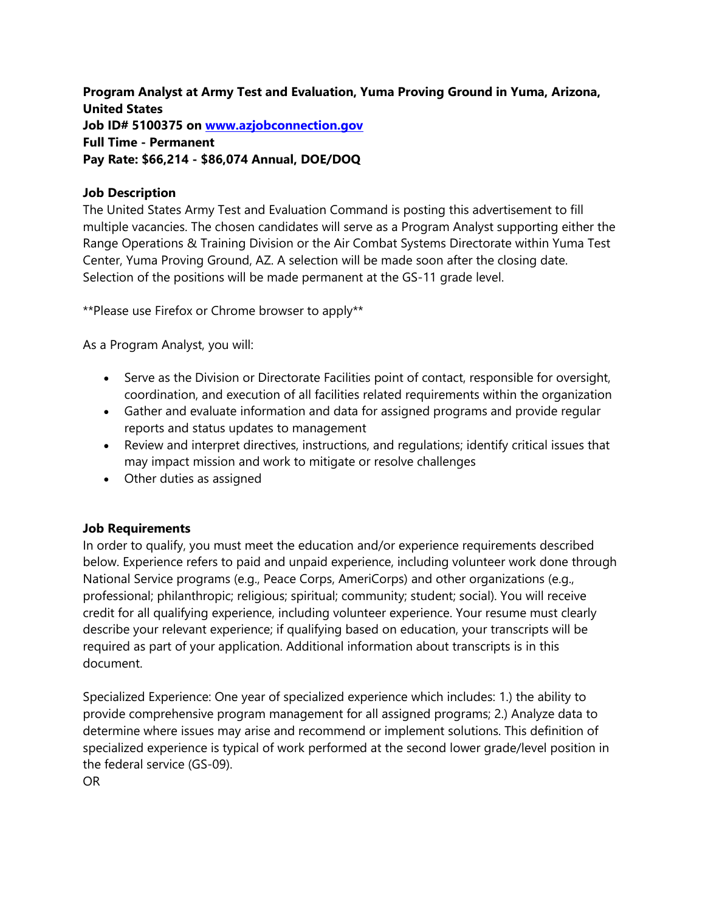**Program Analyst at Army Test and Evaluation, Yuma Proving Ground in Yuma, Arizona, United States**
**Job ID# 5100375 on [www.azjobconnection.gov](www.azjobconnection.gov)**
**Full Time - Permanent**
**Pay Rate: $66,214 - $86,074 Annual, DOE/DOQ**

**Job Description**

The United States Army Test and Evaluation Command is posting this advertisement to fill multiple vacancies. The chosen candidates will serve as a Program Analyst supporting either the Range Operations & Training Division or the Air Combat Systems Directorate within Yuma Test Center, Yuma Proving Ground, AZ. A selection will be made soon after the closing date. Selection of the positions will be made permanent at the GS-11 grade level.

**Please use Firefox or Chrome browser to apply**

As a Program Analyst, you will:

- Serve as the Division or Directorate Facilities point of contact, responsible for oversight, coordination, and execution of all facilities related requirements within the organization
- Gather and evaluate information and data for assigned programs and provide regular reports and status updates to management
- Review and interpret directives, instructions, and regulations; identify critical issues that may impact mission and work to mitigate or resolve challenges
- Other duties as assigned

**Job Requirements**

In order to qualify, you must meet the education and/or experience requirements described below. Experience refers to paid and unpaid experience, including volunteer work done through National Service programs (e.g., Peace Corps, AmeriCorps) and other organizations (e.g., professional; philanthropic; religious; spiritual; community; student; social). You will receive credit for all qualifying experience, including volunteer experience. Your resume must clearly describe your relevant experience; if qualifying based on education, your transcripts will be required as part of your application. Additional information about transcripts is in this document.

Specialized Experience: One year of specialized experience which includes: 1.) the ability to provide comprehensive program management for all assigned programs; 2.) Analyze data to determine where issues may arise and recommend or implement solutions. This definition of specialized experience is typical of work performed at the second lower grade/level position in the federal service (GS-09).

OR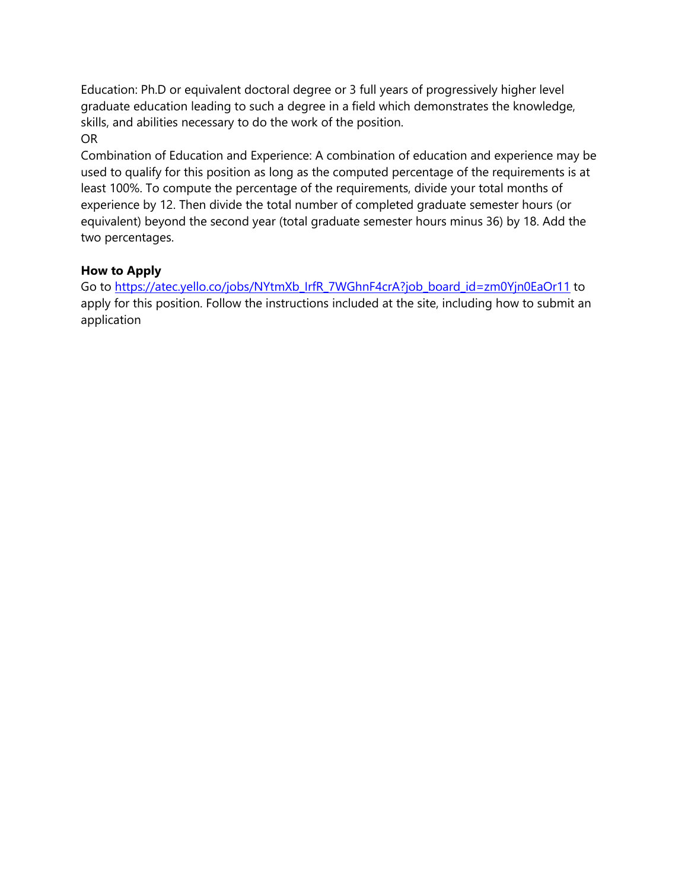Education: Ph.D or equivalent doctoral degree or 3 full years of progressively higher level graduate education leading to such a degree in a field which demonstrates the knowledge, skills, and abilities necessary to do the work of the position.
OR
Combination of Education and Experience: A combination of education and experience may be used to qualify for this position as long as the computed percentage of the requirements is at least 100%. To compute the percentage of the requirements, divide your total months of experience by 12. Then divide the total number of completed graduate semester hours (or equivalent) beyond the second year (total graduate semester hours minus 36) by 18. Add the two percentages.

**How to Apply**

Go to [https://atec.yello.co/jobs/NYtmXb_IrfR_7WGhnF4crA?job_board_id=zm0Yjn0EaOr11](https://atec.yello.co/jobs/NYtmXb_IrfR_7WGhnF4crA?job_board_id=zm0Yjn0EaOr11) to apply for this position. Follow the instructions included at the site, including how to submit an application